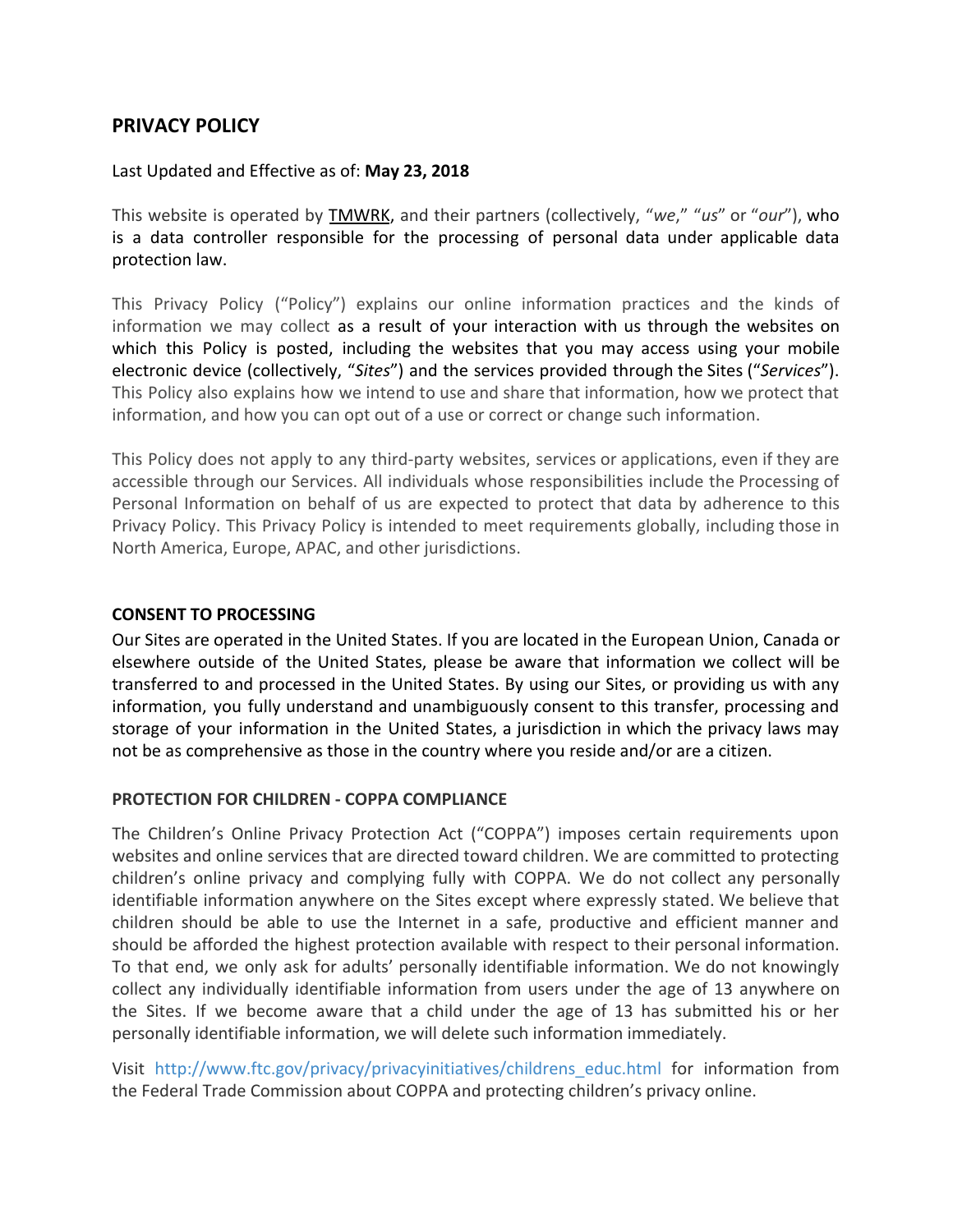# PRIVACY POLICY

Last Updated and Effective as of: **May 23, 2018**

This website is operated by TMWRK, and their partners (collectively, "*we*," "*us*" or "*our*"), who is a data controller responsible for the processing of personal data under applicable data protection law.

This Privacy Policy ("Policy") explains our online information practices and the kinds of information we may collect as a result of your interaction with us through the websites on which this Policy is posted, including the websites that you may access using your mobile electronic device (collectively, "*Sites*") and the services provided through the Sites ("*Services*"). This Policy also explains how we intend to use and share that information, how we protect that information, and how you can opt out of a use or correct or change such information.

This Policy does not apply to any third-party websites, services or applications, even if they are accessible through our Services. All individuals whose responsibilities include the Processing of Personal Information on behalf of us are expected to protect that data by adherence to this Privacy Policy. This Privacy Policy is intended to meet requirements globally, including those in North America, Europe, APAC, and other jurisdictions.

## CONSENT TO PROCESSING

Our Sites are operated in the United States. If you are located in the European Union, Canada or elsewhere outside of the United States, please be aware that information we collect will be transferred to and processed in the United States. By using our Sites, or providing us with any information, you fully understand and unambiguously consent to this transfer, processing and storage of your information in the United States, a jurisdiction in which the privacy laws may not be as comprehensive as those in the country where you reside and/or are a citizen.

## PROTECTION FOR CHILDREN - COPPA COMPLIANCE

The Children's Online Privacy Protection Act ("COPPA") imposes certain requirements upon websites and online services that are directed toward children. We are committed to protecting children's online privacy and complying fully with COPPA. We do not collect any personally identifiable information anywhere on the Sites except where expressly stated. We believe that children should be able to use the Internet in a safe, productive and efficient manner and should be afforded the highest protection available with respect to their personal information. To that end, we only ask for adults' personally identifiable information. We do not knowingly collect any individually identifiable information from users under the age of 13 anywhere on the Sites. If we become aware that a child under the age of 13 has submitted his or her personally identifiable information, we will delete such information immediately.

Visit http://www.ftc.gov/privacy/privacyinitiatives/childrens_educ.html for information from the Federal Trade Commission about COPPA and protecting children's privacy online.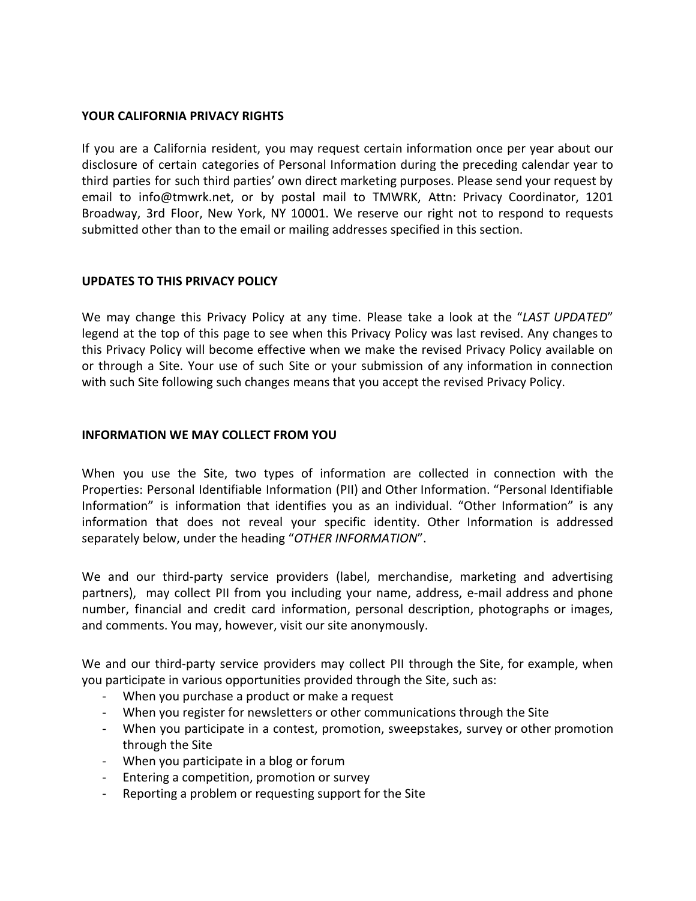**YOUR CALIFORNIA PRIVACY RIGHTS**

If you are a California resident, you may request certain information once per year about our disclosure of certain categories of Personal Information during the preceding calendar year to third parties for such third parties' own direct marketing purposes. Please send your request by email to info@tmwrk.net, or by postal mail to TMWRK, Attn: Privacy Coordinator, 1201 Broadway, 3rd Floor, New York, NY 10001. We reserve our right not to respond to requests submitted other than to the email or mailing addresses specified in this section.

**UPDATES TO THIS PRIVACY POLICY**

We may change this Privacy Policy at any time. Please take a look at the "*LAST UPDATED*" legend at the top of this page to see when this Privacy Policy was last revised. Any changes to this Privacy Policy will become effective when we make the revised Privacy Policy available on or through a Site. Your use of such Site or your submission of any information in connection with such Site following such changes means that you accept the revised Privacy Policy.

**INFORMATION WE MAY COLLECT FROM YOU**

When you use the Site, two types of information are collected in connection with the Properties: Personal Identifiable Information (PII) and Other Information. "Personal Identifiable Information" is information that identifies you as an individual. "Other Information" is any information that does not reveal your specific identity. Other Information is addressed separately below, under the heading "*OTHER INFORMATION*".

We and our third-party service providers (label, merchandise, marketing and advertising partners), may collect PII from you including your name, address, e-mail address and phone number, financial and credit card information, personal description, photographs or images, and comments. You may, however, visit our site anonymously.

We and our third-party service providers may collect PII through the Site, for example, when you participate in various opportunities provided through the Site, such as:

- When you purchase a product or make a request
- When you register for newsletters or other communications through the Site
- When you participate in a contest, promotion, sweepstakes, survey or other promotion through the Site
- When you participate in a blog or forum
- Entering a competition, promotion or survey
- Reporting a problem or requesting support for the Site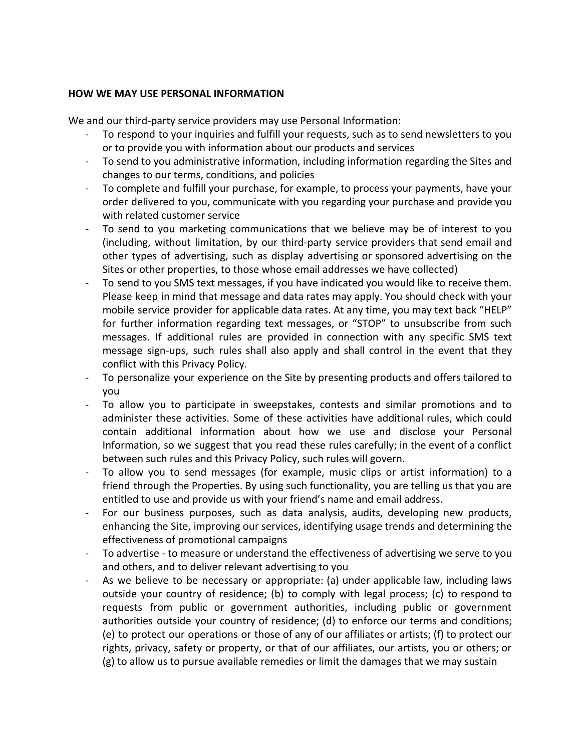**HOW WE MAY USE PERSONAL INFORMATION**

We and our third-party service providers may use Personal Information:

- To respond to your inquiries and fulfill your requests, such as to send newsletters to you or to provide you with information about our products and services
- To send to you administrative information, including information regarding the Sites and changes to our terms, conditions, and policies
- To complete and fulfill your purchase, for example, to process your payments, have your order delivered to you, communicate with you regarding your purchase and provide you with related customer service
- To send to you marketing communications that we believe may be of interest to you (including, without limitation, by our third-party service providers that send email and other types of advertising, such as display advertising or sponsored advertising on the Sites or other properties, to those whose email addresses we have collected)
- To send to you SMS text messages, if you have indicated you would like to receive them. Please keep in mind that message and data rates may apply. You should check with your mobile service provider for applicable data rates. At any time, you may text back “HELP” for further information regarding text messages, or “STOP” to unsubscribe from such messages. If additional rules are provided in connection with any specific SMS text message sign-ups, such rules shall also apply and shall control in the event that they conflict with this Privacy Policy.
- To personalize your experience on the Site by presenting products and offers tailored to you
- To allow you to participate in sweepstakes, contests and similar promotions and to administer these activities. Some of these activities have additional rules, which could contain additional information about how we use and disclose your Personal Information, so we suggest that you read these rules carefully; in the event of a conflict between such rules and this Privacy Policy, such rules will govern.
- To allow you to send messages (for example, music clips or artist information) to a friend through the Properties. By using such functionality, you are telling us that you are entitled to use and provide us with your friend’s name and email address.
- For our business purposes, such as data analysis, audits, developing new products, enhancing the Site, improving our services, identifying usage trends and determining the effectiveness of promotional campaigns
- To advertise - to measure or understand the effectiveness of advertising we serve to you and others, and to deliver relevant advertising to you
- As we believe to be necessary or appropriate: (a) under applicable law, including laws outside your country of residence; (b) to comply with legal process; (c) to respond to requests from public or government authorities, including public or government authorities outside your country of residence; (d) to enforce our terms and conditions; (e) to protect our operations or those of any of our affiliates or artists; (f) to protect our rights, privacy, safety or property, or that of our affiliates, our artists, you or others; or (g) to allow us to pursue available remedies or limit the damages that we may sustain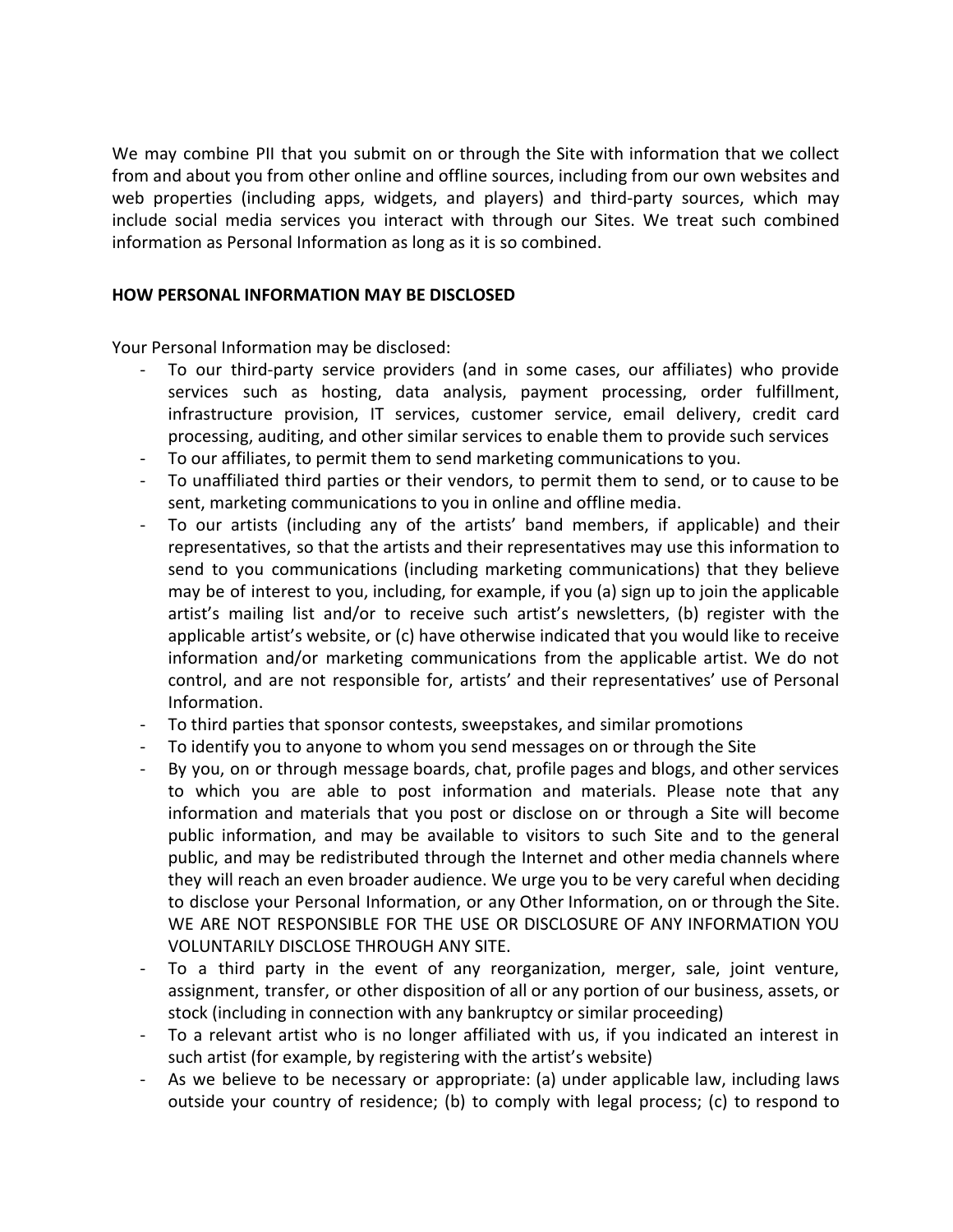We may combine PII that you submit on or through the Site with information that we collect from and about you from other online and offline sources, including from our own websites and web properties (including apps, widgets, and players) and third-party sources, which may include social media services you interact with through our Sites. We treat such combined information as Personal Information as long as it is so combined.

**HOW PERSONAL INFORMATION MAY BE DISCLOSED**

Your Personal Information may be disclosed:

- To our third-party service providers (and in some cases, our affiliates) who provide services such as hosting, data analysis, payment processing, order fulfillment, infrastructure provision, IT services, customer service, email delivery, credit card processing, auditing, and other similar services to enable them to provide such services
- To our affiliates, to permit them to send marketing communications to you.
- To unaffiliated third parties or their vendors, to permit them to send, or to cause to be sent, marketing communications to you in online and offline media.
- To our artists (including any of the artists' band members, if applicable) and their representatives, so that the artists and their representatives may use this information to send to you communications (including marketing communications) that they believe may be of interest to you, including, for example, if you (a) sign up to join the applicable artist's mailing list and/or to receive such artist's newsletters, (b) register with the applicable artist's website, or (c) have otherwise indicated that you would like to receive information and/or marketing communications from the applicable artist. We do not control, and are not responsible for, artists' and their representatives' use of Personal Information.
- To third parties that sponsor contests, sweepstakes, and similar promotions
- To identify you to anyone to whom you send messages on or through the Site
- By you, on or through message boards, chat, profile pages and blogs, and other services to which you are able to post information and materials. Please note that any information and materials that you post or disclose on or through a Site will become public information, and may be available to visitors to such Site and to the general public, and may be redistributed through the Internet and other media channels where they will reach an even broader audience. We urge you to be very careful when deciding to disclose your Personal Information, or any Other Information, on or through the Site. WE ARE NOT RESPONSIBLE FOR THE USE OR DISCLOSURE OF ANY INFORMATION YOU VOLUNTARILY DISCLOSE THROUGH ANY SITE.
- To a third party in the event of any reorganization, merger, sale, joint venture, assignment, transfer, or other disposition of all or any portion of our business, assets, or stock (including in connection with any bankruptcy or similar proceeding)
- To a relevant artist who is no longer affiliated with us, if you indicated an interest in such artist (for example, by registering with the artist's website)
- As we believe to be necessary or appropriate: (a) under applicable law, including laws outside your country of residence; (b) to comply with legal process; (c) to respond to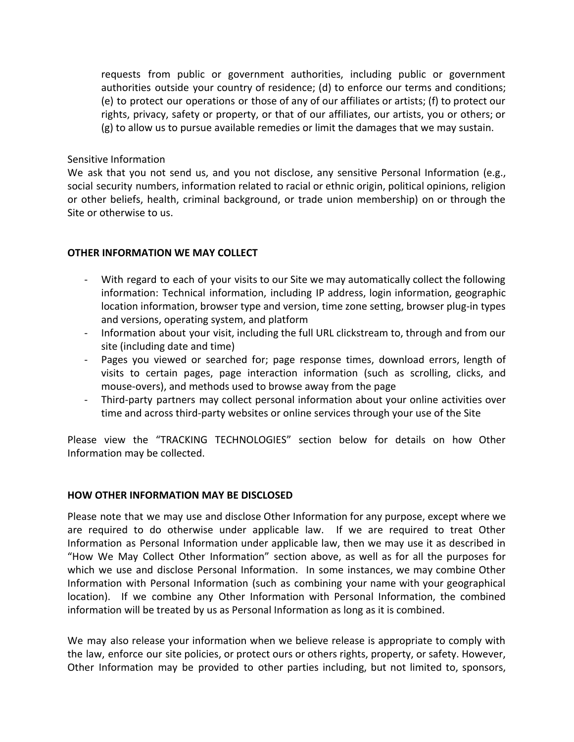requests from public or government authorities, including public or government authorities outside your country of residence; (d) to enforce our terms and conditions; (e) to protect our operations or those of any of our affiliates or artists; (f) to protect our rights, privacy, safety or property, or that of our affiliates, our artists, you or others; or (g) to allow us to pursue available remedies or limit the damages that we may sustain.

Sensitive Information

We ask that you not send us, and you not disclose, any sensitive Personal Information (e.g., social security numbers, information related to racial or ethnic origin, political opinions, religion or other beliefs, health, criminal background, or trade union membership) on or through the Site or otherwise to us.

**OTHER INFORMATION WE MAY COLLECT**

- With regard to each of your visits to our Site we may automatically collect the following information: Technical information, including IP address, login information, geographic location information, browser type and version, time zone setting, browser plug-in types and versions, operating system, and platform
- Information about your visit, including the full URL clickstream to, through and from our site (including date and time)
- Pages you viewed or searched for; page response times, download errors, length of visits to certain pages, page interaction information (such as scrolling, clicks, and mouse-overs), and methods used to browse away from the page
- Third-party partners may collect personal information about your online activities over time and across third-party websites or online services through your use of the Site

Please view the "TRACKING TECHNOLOGIES" section below for details on how Other Information may be collected.

**HOW OTHER INFORMATION MAY BE DISCLOSED**

Please note that we may use and disclose Other Information for any purpose, except where we are required to do otherwise under applicable law. If we are required to treat Other Information as Personal Information under applicable law, then we may use it as described in "How We May Collect Other Information" section above, as well as for all the purposes for which we use and disclose Personal Information. In some instances, we may combine Other Information with Personal Information (such as combining your name with your geographical location). If we combine any Other Information with Personal Information, the combined information will be treated by us as Personal Information as long as it is combined.

We may also release your information when we believe release is appropriate to comply with the law, enforce our site policies, or protect ours or others rights, property, or safety. However, Other Information may be provided to other parties including, but not limited to, sponsors,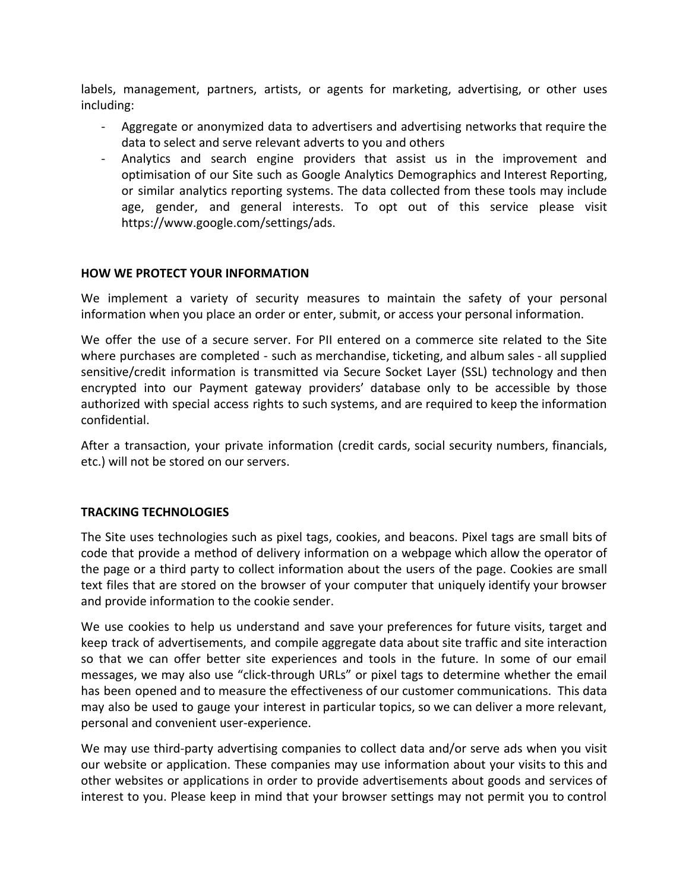labels, management, partners, artists, or agents for marketing, advertising, or other uses including:

- Aggregate or anonymized data to advertisers and advertising networks that require the data to select and serve relevant adverts to you and others
- Analytics and search engine providers that assist us in the improvement and optimisation of our Site such as Google Analytics Demographics and Interest Reporting, or similar analytics reporting systems. The data collected from these tools may include age, gender, and general interests. To opt out of this service please visit https://www.google.com/settings/ads.

**HOW WE PROTECT YOUR INFORMATION**

We implement a variety of security measures to maintain the safety of your personal information when you place an order or enter, submit, or access your personal information.

We offer the use of a secure server. For PII entered on a commerce site related to the Site where purchases are completed - such as merchandise, ticketing, and album sales - all supplied sensitive/credit information is transmitted via Secure Socket Layer (SSL) technology and then encrypted into our Payment gateway providers' database only to be accessible by those authorized with special access rights to such systems, and are required to keep the information confidential.

After a transaction, your private information (credit cards, social security numbers, financials, etc.) will not be stored on our servers.

**TRACKING TECHNOLOGIES**

The Site uses technologies such as pixel tags, cookies, and beacons. Pixel tags are small bits of code that provide a method of delivery information on a webpage which allow the operator of the page or a third party to collect information about the users of the page. Cookies are small text files that are stored on the browser of your computer that uniquely identify your browser and provide information to the cookie sender.

We use cookies to help us understand and save your preferences for future visits, target and keep track of advertisements, and compile aggregate data about site traffic and site interaction so that we can offer better site experiences and tools in the future. In some of our email messages, we may also use "click-through URLs" or pixel tags to determine whether the email has been opened and to measure the effectiveness of our customer communications. This data may also be used to gauge your interest in particular topics, so we can deliver a more relevant, personal and convenient user-experience.

We may use third-party advertising companies to collect data and/or serve ads when you visit our website or application. These companies may use information about your visits to this and other websites or applications in order to provide advertisements about goods and services of interest to you. Please keep in mind that your browser settings may not permit you to control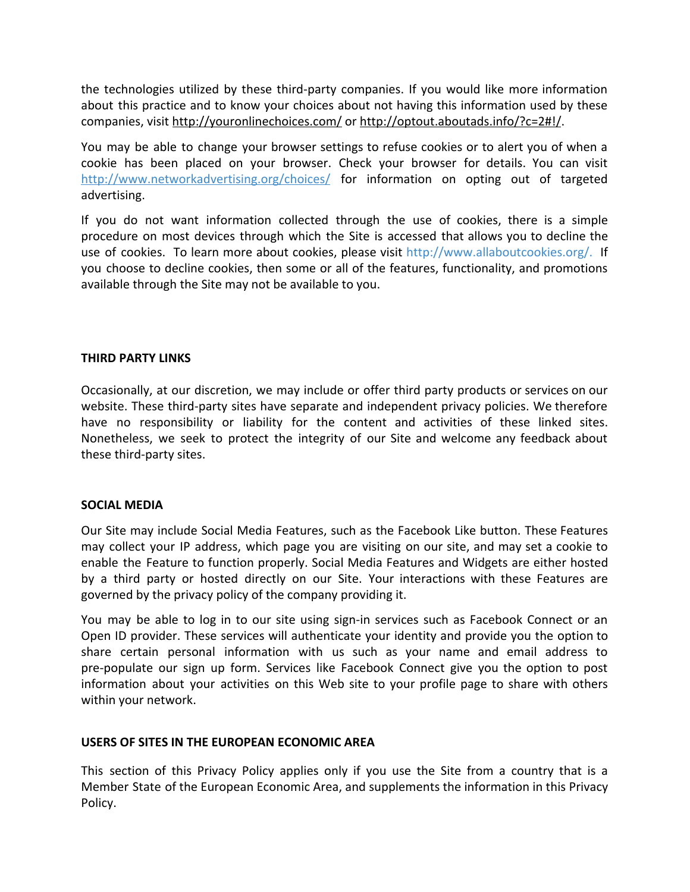the technologies utilized by these third-party companies. If you would like more information about this practice and to know your choices about not having this information used by these companies, visit http://youronlinechoices.com/ or http://optout.aboutads.info/?c=2#!/.

You may be able to change your browser settings to refuse cookies or to alert you of when a cookie has been placed on your browser. Check your browser for details. You can visit http://www.networkadvertising.org/choices/ for information on opting out of targeted advertising.

If you do not want information collected through the use of cookies, there is a simple procedure on most devices through which the Site is accessed that allows you to decline the use of cookies. To learn more about cookies, please visit http://www.allaboutcookies.org/. If you choose to decline cookies, then some or all of the features, functionality, and promotions available through the Site may not be available to you.

**THIRD PARTY LINKS**

Occasionally, at our discretion, we may include or offer third party products or services on our website. These third-party sites have separate and independent privacy policies. We therefore have no responsibility or liability for the content and activities of these linked sites. Nonetheless, we seek to protect the integrity of our Site and welcome any feedback about these third-party sites.

**SOCIAL MEDIA**

Our Site may include Social Media Features, such as the Facebook Like button. These Features may collect your IP address, which page you are visiting on our site, and may set a cookie to enable the Feature to function properly. Social Media Features and Widgets are either hosted by a third party or hosted directly on our Site. Your interactions with these Features are governed by the privacy policy of the company providing it.

You may be able to log in to our site using sign-in services such as Facebook Connect or an Open ID provider. These services will authenticate your identity and provide you the option to share certain personal information with us such as your name and email address to pre-populate our sign up form. Services like Facebook Connect give you the option to post information about your activities on this Web site to your profile page to share with others within your network.

**USERS OF SITES IN THE EUROPEAN ECONOMIC AREA**

This section of this Privacy Policy applies only if you use the Site from a country that is a Member State of the European Economic Area, and supplements the information in this Privacy Policy.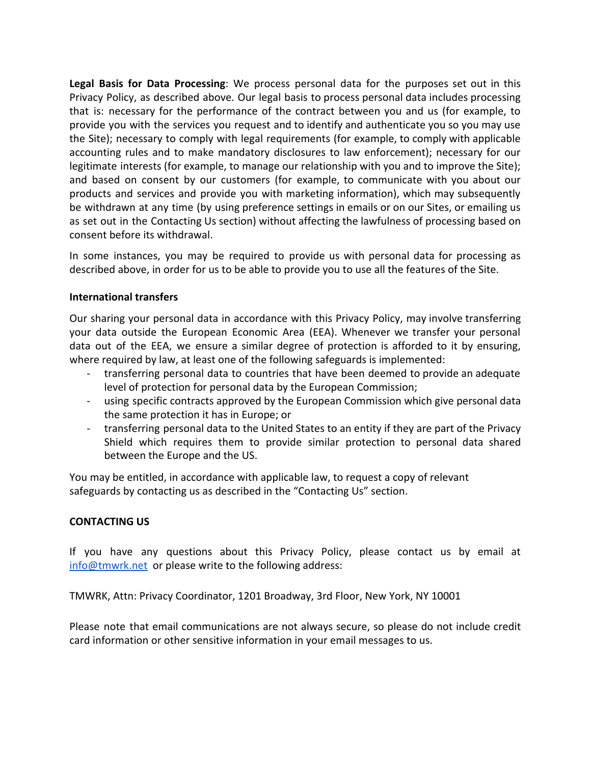**Legal Basis for Data Processing**: We process personal data for the purposes set out in this Privacy Policy, as described above. Our legal basis to process personal data includes processing that is: necessary for the performance of the contract between you and us (for example, to provide you with the services you request and to identify and authenticate you so you may use the Site); necessary to comply with legal requirements (for example, to comply with applicable accounting rules and to make mandatory disclosures to law enforcement); necessary for our legitimate interests (for example, to manage our relationship with you and to improve the Site); and based on consent by our customers (for example, to communicate with you about our products and services and provide you with marketing information), which may subsequently be withdrawn at any time (by using preference settings in emails or on our Sites, or emailing us as set out in the Contacting Us section) without affecting the lawfulness of processing based on consent before its withdrawal.

In some instances, you may be required to provide us with personal data for processing as described above, in order for us to be able to provide you to use all the features of the Site.

**International transfers**

Our sharing your personal data in accordance with this Privacy Policy, may involve transferring your data outside the European Economic Area (EEA). Whenever we transfer your personal data out of the EEA, we ensure a similar degree of protection is afforded to it by ensuring, where required by law, at least one of the following safeguards is implemented:

- transferring personal data to countries that have been deemed to provide an adequate level of protection for personal data by the European Commission;
- using specific contracts approved by the European Commission which give personal data the same protection it has in Europe; or
- transferring personal data to the United States to an entity if they are part of the Privacy Shield which requires them to provide similar protection to personal data shared between the Europe and the US.

You may be entitled, in accordance with applicable law, to request a copy of relevant safeguards by contacting us as described in the "Contacting Us" section.

**CONTACTING US**

If you have any questions about this Privacy Policy, please contact us by email at [info@tmwrk.net](mailto:info@tmwrk.net) or please write to the following address:

TMWRK, Attn: Privacy Coordinator, 1201 Broadway, 3rd Floor, New York, NY 10001

Please note that email communications are not always secure, so please do not include credit card information or other sensitive information in your email messages to us.